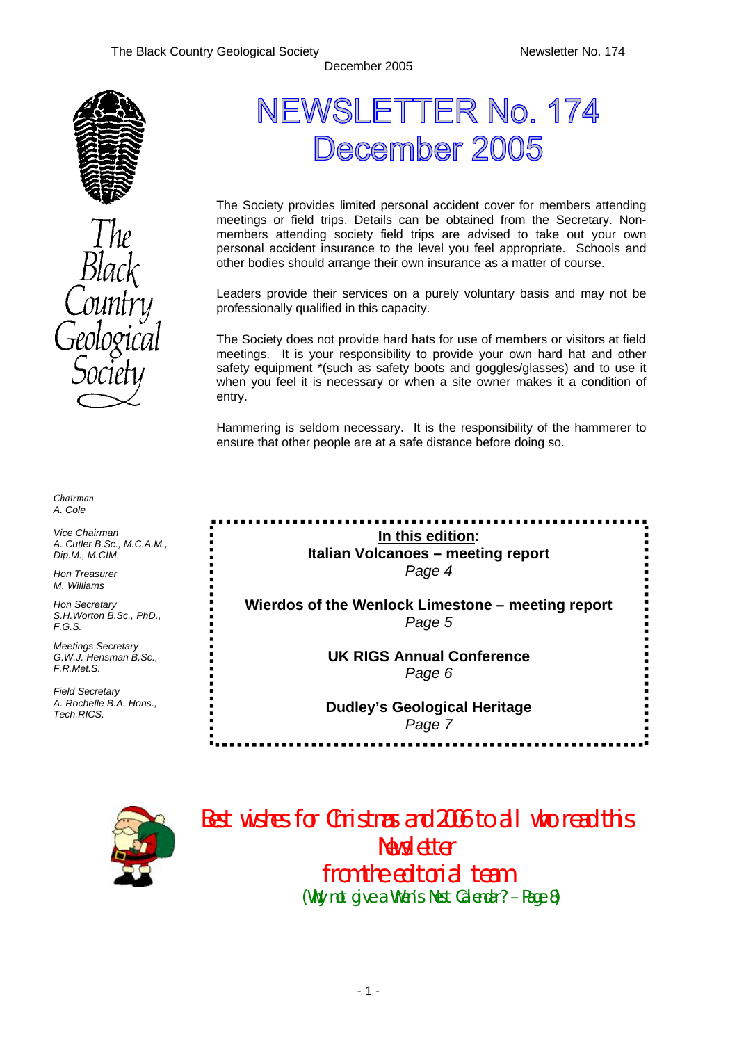# NEWSLETTER No. 174
# December 2005

The Society provides limited personal accident cover for members attending meetings or field trips. Details can be obtained from the Secretary. Non-members attending society field trips are advised to take out your own personal accident insurance to the level you feel appropriate. Schools and other bodies should arrange their own insurance as a matter of course.

Leaders provide their services on a purely voluntary basis and may not be professionally qualified in this capacity.

The Society does not provide hard hats for use of members or visitors at field meetings. It is your responsibility to provide your own hard hat and other safety equipment *(such as safety boots and goggles/glasses) and to use it when you feel it is necessary or when a site owner makes it a condition of entry.

Hammering is seldom necessary. It is the responsibility of the hammerer to ensure that other people are at a safe distance before doing so.

*Chairman*
A. Cole

*Vice Chairman*
A. Cutler B.Sc., M.C.A.M., Dip.M., M.CIM.

*Hon Treasurer*
M. Williams

*Hon Secretary*
S.H.Worton B.Sc., PhD., F.G.S.

*Meetings Secretary*
G.W.J. Hensman B.Sc., F.R.Met.S.

*Field Secretary*
A. Rochelle B.A. Hons., Tech.RICS.

**In this edition:**

**Italian Volcanoes – meeting report**
*Page 4*

**Wierdos of the Wenlock Limestone – meeting report**
*Page 5*

**UK RIGS Annual Conference**
*Page 6*

**Dudley's Geological Heritage**
*Page 7*

Best wishes for Christmas and 2006 to all who read this Newsletter
from the editorial team
(Why not give a Wren's Nest Calendar? – Page 8)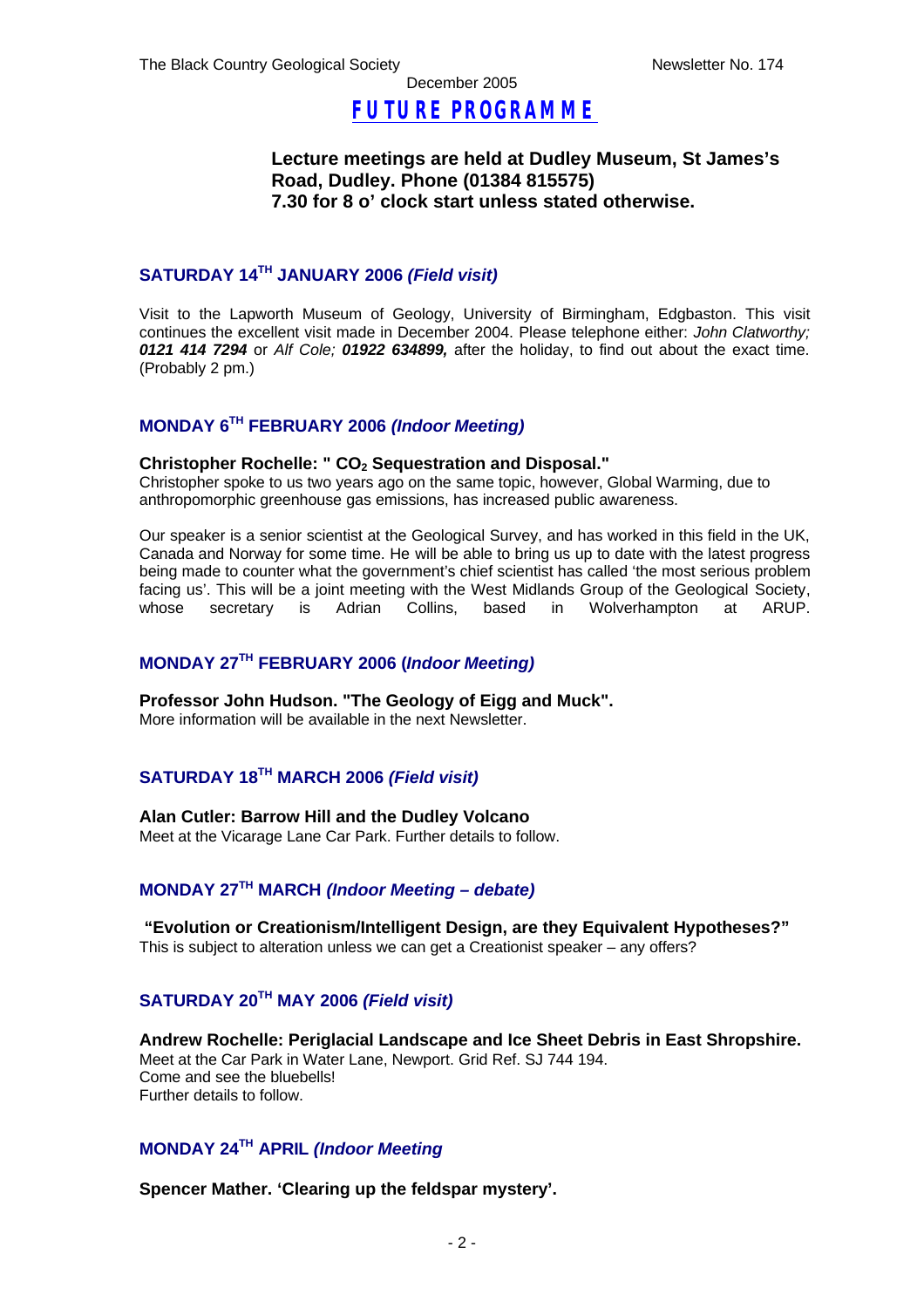# FUTURE PROGRAMME

**Lecture meetings are held at Dudley Museum, St James's Road, Dudley. Phone (01384 815575)**
**7.30 for 8 o' clock start unless stated otherwise.**

## SATURDAY 14TH JANUARY 2006 *(Field visit)*

Visit to the Lapworth Museum of Geology, University of Birmingham, Edgbaston. This visit continues the excellent visit made in December 2004. Please telephone either: *John Clatworthy;* ***0121 414 7294*** or *Alf Cole;* ***01922 634899,*** after the holiday, to find out about the exact time. (Probably 2 pm.)

## MONDAY 6TH FEBRUARY 2006 *(Indoor Meeting)*

**Christopher Rochelle: " $CO_2$ Sequestration and Disposal."**
Christopher spoke to us two years ago on the same topic, however, Global Warming, due to anthropomorphic greenhouse gas emissions, has increased public awareness.

Our speaker is a senior scientist at the Geological Survey, and has worked in this field in the UK, Canada and Norway for some time. He will be able to bring us up to date with the latest progress being made to counter what the government's chief scientist has called 'the most serious problem facing us'. This will be a joint meeting with the West Midlands Group of the Geological Society, whose secretary is Adrian Collins, based in Wolverhampton at ARUP.

## MONDAY 27TH FEBRUARY 2006 (*Indoor Meeting)*

**Professor John Hudson. "The Geology of Eigg and Muck".**
More information will be available in the next Newsletter.

## SATURDAY 18TH MARCH 2006 *(Field visit)*

**Alan Cutler: Barrow Hill and the Dudley Volcano**
Meet at the Vicarage Lane Car Park. Further details to follow.

## MONDAY 27TH MARCH *(Indoor Meeting – debate)*

**"Evolution or Creationism/Intelligent Design, are they Equivalent Hypotheses?"**
This is subject to alteration unless we can get a Creationist speaker – any offers?

## SATURDAY 20TH MAY 2006 *(Field visit)*

**Andrew Rochelle: Periglacial Landscape and Ice Sheet Debris in East Shropshire.**
Meet at the Car Park in Water Lane, Newport. Grid Ref. SJ 744 194.
Come and see the bluebells!
Further details to follow.

## MONDAY 24TH APRIL *(Indoor Meeting*

**Spencer Mather. 'Clearing up the feldspar mystery'.**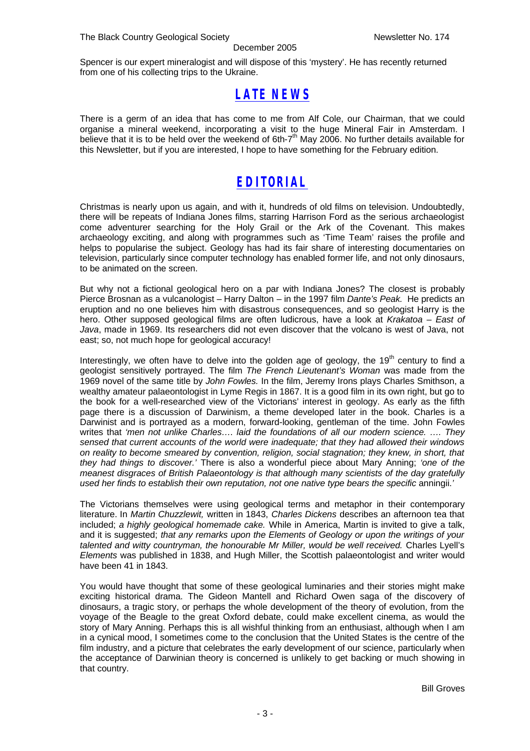Spencer is our expert mineralogist and will dispose of this 'mystery'. He has recently returned from one of his collecting trips to the Ukraine.

## LATE NEWS

There is a germ of an idea that has come to me from Alf Cole, our Chairman, that we could organise a mineral weekend, incorporating a visit to the huge Mineral Fair in Amsterdam. I believe that it is to be held over the weekend of 6th-7th May 2006. No further details available for this Newsletter, but if you are interested, I hope to have something for the February edition.

## EDITORIAL

Christmas is nearly upon us again, and with it, hundreds of old films on television. Undoubtedly, there will be repeats of Indiana Jones films, starring Harrison Ford as the serious archaeologist come adventurer searching for the Holy Grail or the Ark of the Covenant. This makes archaeology exciting, and along with programmes such as 'Time Team' raises the profile and helps to popularise the subject. Geology has had its fair share of interesting documentaries on television, particularly since computer technology has enabled former life, and not only dinosaurs, to be animated on the screen.

But why not a fictional geological hero on a par with Indiana Jones? The closest is probably Pierce Brosnan as a vulcanologist – Harry Dalton – in the 1997 film *Dante's Peak.* He predicts an eruption and no one believes him with disastrous consequences, and so geologist Harry is the hero. Other supposed geological films are often ludicrous, have a look at *Krakatoa – East of Java*, made in 1969. Its researchers did not even discover that the volcano is west of Java, not east; so, not much hope for geological accuracy!

Interestingly, we often have to delve into the golden age of geology, the 19th century to find a geologist sensitively portrayed. The film *The French Lieutenant's Woman* was made from the 1969 novel of the same title by *John Fowles.* In the film, Jeremy Irons plays Charles Smithson, a wealthy amateur palaeontologist in Lyme Regis in 1867. It is a good film in its own right, but go to the book for a well-researched view of the Victorians' interest in geology. As early as the fifth page there is a discussion of Darwinism, a theme developed later in the book. Charles is a Darwinist and is portrayed as a modern, forward-looking, gentleman of the time. John Fowles writes that *'men not unlike Charles…. laid the foundations of all our modern science. …. They sensed that current accounts of the world were inadequate; that they had allowed their windows on reality to become smeared by convention, religion, social stagnation; they knew, in short, that they had things to discover.'* There is also a wonderful piece about Mary Anning; *'one of the meanest disgraces of British Palaeontology is that although many scientists of the day gratefully used her finds to establish their own reputation, not one native type bears the specific* anningii.*'*

The Victorians themselves were using geological terms and metaphor in their contemporary literature. In *Martin Chuzzlewit,* written in 1843, *Charles Dickens* describes an afternoon tea that included; *a highly geological homemade cake.* While in America, Martin is invited to give a talk, and it is suggested; *that any remarks upon the Elements of Geology or upon the writings of your talented and witty countryman, the honourable Mr Miller, would be well received.* Charles Lyell's *Elements* was published in 1838, and Hugh Miller, the Scottish palaeontologist and writer would have been 41 in 1843.

You would have thought that some of these geological luminaries and their stories might make exciting historical drama. The Gideon Mantell and Richard Owen saga of the discovery of dinosaurs, a tragic story, or perhaps the whole development of the theory of evolution, from the voyage of the Beagle to the great Oxford debate, could make excellent cinema, as would the story of Mary Anning. Perhaps this is all wishful thinking from an enthusiast, although when I am in a cynical mood, I sometimes come to the conclusion that the United States is the centre of the film industry, and a picture that celebrates the early development of our science, particularly when the acceptance of Darwinian theory is concerned is unlikely to get backing or much showing in that country.

Bill Groves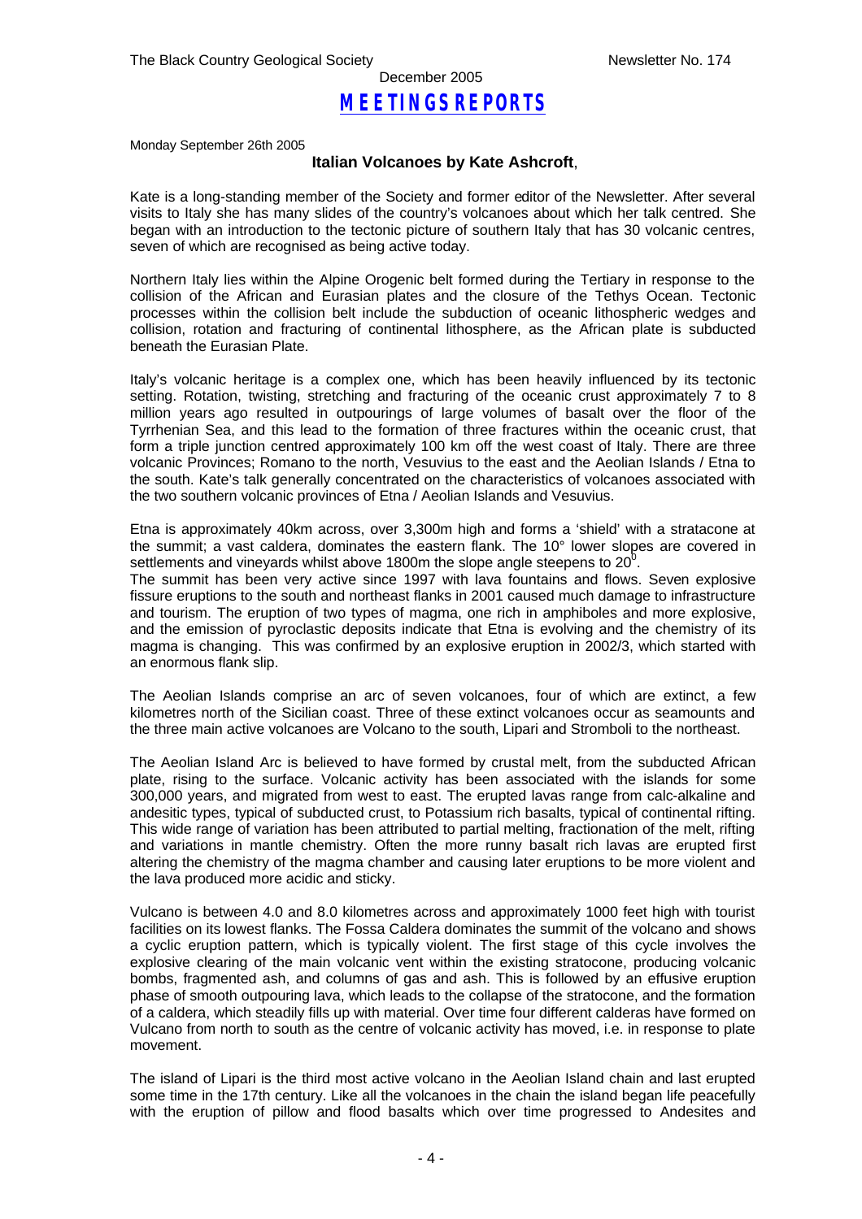# MEETINGS REPORTS

Monday September 26th 2005

### Italian Volcanoes by Kate Ashcroft,

Kate is a long-standing member of the Society and former editor of the Newsletter. After several visits to Italy she has many slides of the country's volcanoes about which her talk centred. She began with an introduction to the tectonic picture of southern Italy that has 30 volcanic centres, seven of which are recognised as being active today.

Northern Italy lies within the Alpine Orogenic belt formed during the Tertiary in response to the collision of the African and Eurasian plates and the closure of the Tethys Ocean. Tectonic processes within the collision belt include the subduction of oceanic lithospheric wedges and collision, rotation and fracturing of continental lithosphere, as the African plate is subducted beneath the Eurasian Plate.

Italy's volcanic heritage is a complex one, which has been heavily influenced by its tectonic setting. Rotation, twisting, stretching and fracturing of the oceanic crust approximately 7 to 8 million years ago resulted in outpourings of large volumes of basalt over the floor of the Tyrrhenian Sea, and this lead to the formation of three fractures within the oceanic crust, that form a triple junction centred approximately 100 km off the west coast of Italy. There are three volcanic Provinces; Romano to the north, Vesuvius to the east and the Aeolian Islands / Etna to the south. Kate's talk generally concentrated on the characteristics of volcanoes associated with the two southern volcanic provinces of Etna / Aeolian Islands and Vesuvius.

Etna is approximately 40km across, over 3,300m high and forms a 'shield' with a stratacone at the summit; a vast caldera, dominates the eastern flank. The 10° lower slopes are covered in settlements and vineyards whilst above 1800m the slope angle steepens to $20^0$.

The summit has been very active since 1997 with lava fountains and flows. Seven explosive fissure eruptions to the south and northeast flanks in 2001 caused much damage to infrastructure and tourism. The eruption of two types of magma, one rich in amphiboles and more explosive, and the emission of pyroclastic deposits indicate that Etna is evolving and the chemistry of its magma is changing. This was confirmed by an explosive eruption in 2002/3, which started with an enormous flank slip.

The Aeolian Islands comprise an arc of seven volcanoes, four of which are extinct, a few kilometres north of the Sicilian coast. Three of these extinct volcanoes occur as seamounts and the three main active volcanoes are Volcano to the south, Lipari and Stromboli to the northeast.

The Aeolian Island Arc is believed to have formed by crustal melt, from the subducted African plate, rising to the surface. Volcanic activity has been associated with the islands for some 300,000 years, and migrated from west to east. The erupted lavas range from calc-alkaline and andesitic types, typical of subducted crust, to Potassium rich basalts, typical of continental rifting. This wide range of variation has been attributed to partial melting, fractionation of the melt, rifting and variations in mantle chemistry. Often the more runny basalt rich lavas are erupted first altering the chemistry of the magma chamber and causing later eruptions to be more violent and the lava produced more acidic and sticky.

Vulcano is between 4.0 and 8.0 kilometres across and approximately 1000 feet high with tourist facilities on its lowest flanks. The Fossa Caldera dominates the summit of the volcano and shows a cyclic eruption pattern, which is typically violent. The first stage of this cycle involves the explosive clearing of the main volcanic vent within the existing stratocone, producing volcanic bombs, fragmented ash, and columns of gas and ash. This is followed by an effusive eruption phase of smooth outpouring lava, which leads to the collapse of the stratocone, and the formation of a caldera, which steadily fills up with material. Over time four different calderas have formed on Vulcano from north to south as the centre of volcanic activity has moved, i.e. in response to plate movement.

The island of Lipari is the third most active volcano in the Aeolian Island chain and last erupted some time in the 17th century. Like all the volcanoes in the chain the island began life peacefully with the eruption of pillow and flood basalts which over time progressed to Andesites and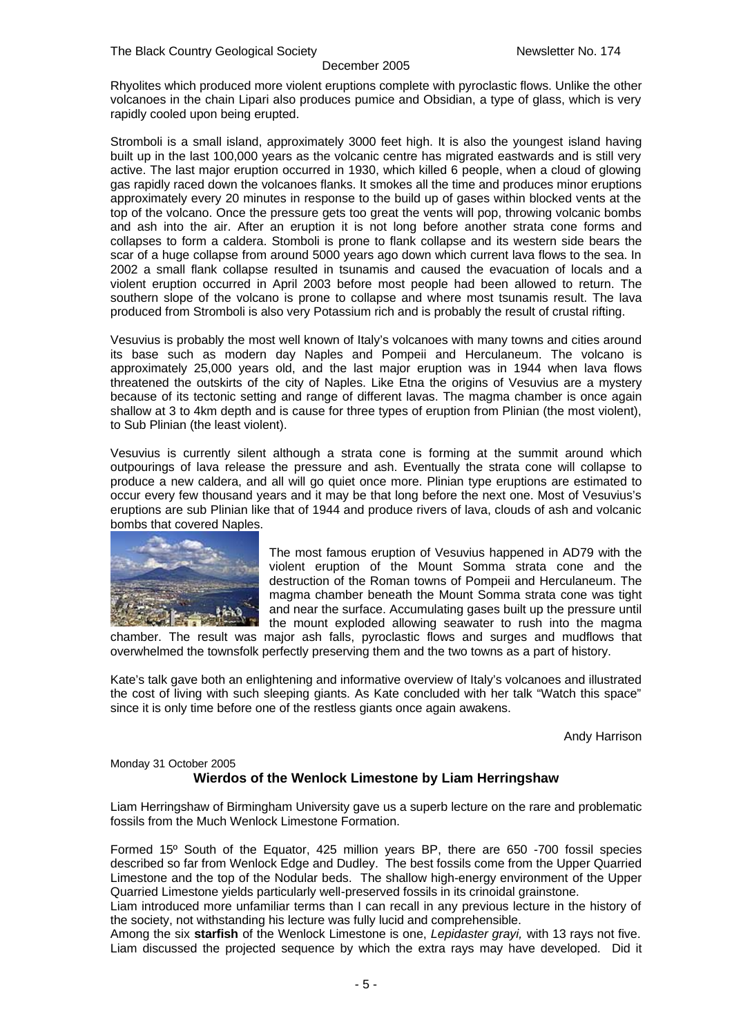Rhyolites which produced more violent eruptions complete with pyroclastic flows. Unlike the other volcanoes in the chain Lipari also produces pumice and Obsidian, a type of glass, which is very rapidly cooled upon being erupted.

Stromboli is a small island, approximately 3000 feet high. It is also the youngest island having built up in the last 100,000 years as the volcanic centre has migrated eastwards and is still very active. The last major eruption occurred in 1930, which killed 6 people, when a cloud of glowing gas rapidly raced down the volcanoes flanks. It smokes all the time and produces minor eruptions approximately every 20 minutes in response to the build up of gases within blocked vents at the top of the volcano. Once the pressure gets too great the vents will pop, throwing volcanic bombs and ash into the air. After an eruption it is not long before another strata cone forms and collapses to form a caldera. Stomboli is prone to flank collapse and its western side bears the scar of a huge collapse from around 5000 years ago down which current lava flows to the sea. In 2002 a small flank collapse resulted in tsunamis and caused the evacuation of locals and a violent eruption occurred in April 2003 before most people had been allowed to return. The southern slope of the volcano is prone to collapse and where most tsunamis result. The lava produced from Stromboli is also very Potassium rich and is probably the result of crustal rifting.

Vesuvius is probably the most well known of Italy's volcanoes with many towns and cities around its base such as modern day Naples and Pompeii and Herculaneum. The volcano is approximately 25,000 years old, and the last major eruption was in 1944 when lava flows threatened the outskirts of the city of Naples. Like Etna the origins of Vesuvius are a mystery because of its tectonic setting and range of different lavas. The magma chamber is once again shallow at 3 to 4km depth and is cause for three types of eruption from Plinian (the most violent), to Sub Plinian (the least violent).

Vesuvius is currently silent although a strata cone is forming at the summit around which outpourings of lava release the pressure and ash. Eventually the strata cone will collapse to produce a new caldera, and all will go quiet once more. Plinian type eruptions are estimated to occur every few thousand years and it may be that long before the next one. Most of Vesuvius's eruptions are sub Plinian like that of 1944 and produce rivers of lava, clouds of ash and volcanic bombs that covered Naples.

The most famous eruption of Vesuvius happened in AD79 with the violent eruption of the Mount Somma strata cone and the destruction of the Roman towns of Pompeii and Herculaneum. The magma chamber beneath the Mount Somma strata cone was tight and near the surface. Accumulating gases built up the pressure until the mount exploded allowing seawater to rush into the magma chamber. The result was major ash falls, pyroclastic flows and surges and mudflows that overwhelmed the townsfolk perfectly preserving them and the two towns as a part of history.

Kate's talk gave both an enlightening and informative overview of Italy's volcanoes and illustrated the cost of living with such sleeping giants. As Kate concluded with her talk "Watch this space" since it is only time before one of the restless giants once again awakens.

Andy Harrison

Monday 31 October 2005

### Wierdos of the Wenlock Limestone by Liam Herringshaw

Liam Herringshaw of Birmingham University gave us a superb lecture on the rare and problematic fossils from the Much Wenlock Limestone Formation.

Formed 15º South of the Equator, 425 million years BP, there are 650 -700 fossil species described so far from Wenlock Edge and Dudley. The best fossils come from the Upper Quarried Limestone and the top of the Nodular beds. The shallow high-energy environment of the Upper Quarried Limestone yields particularly well-preserved fossils in its crinoidal grainstone.

Liam introduced more unfamiliar terms than I can recall in any previous lecture in the history of the society, not withstanding his lecture was fully lucid and comprehensible.

Among the six **starfish** of the Wenlock Limestone is one, *Lepidaster grayi,* with 13 rays not five. Liam discussed the projected sequence by which the extra rays may have developed. Did it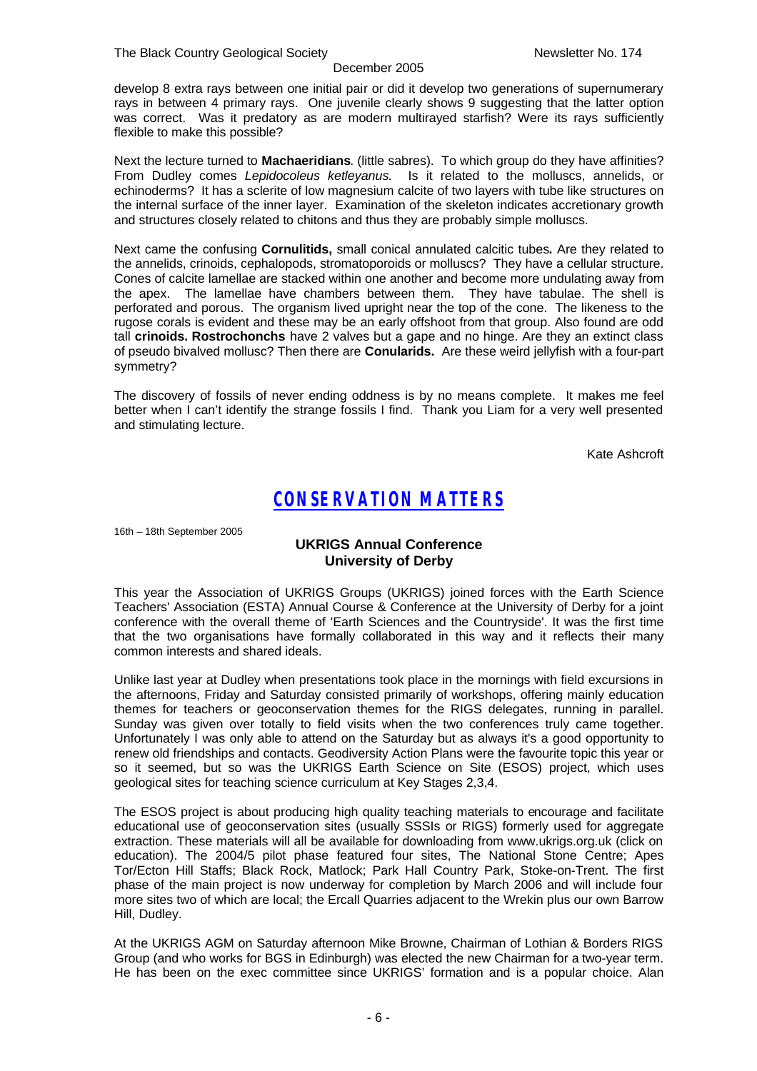develop 8 extra rays between one initial pair or did it develop two generations of supernumerary rays in between 4 primary rays. One juvenile clearly shows 9 suggesting that the latter option was correct. Was it predatory as are modern multirayed starfish? Were its rays sufficiently flexible to make this possible?

Next the lecture turned to **Machaeridians**. (little sabres). To which group do they have affinities? From Dudley comes *Lepidocoleus ketleyanus.* Is it related to the molluscs, annelids, or echinoderms? It has a sclerite of low magnesium calcite of two layers with tube like structures on the internal surface of the inner layer. Examination of the skeleton indicates accretionary growth and structures closely related to chitons and thus they are probably simple molluscs.

Next came the confusing **Cornulitids,** small conical annulated calcitic tubes**.** Are they related to the annelids, crinoids, cephalopods, stromatoporoids or molluscs? They have a cellular structure. Cones of calcite lamellae are stacked within one another and become more undulating away from the apex. The lamellae have chambers between them. They have tabulae. The shell is perforated and porous. The organism lived upright near the top of the cone. The likeness to the rugose corals is evident and these may be an early offshoot from that group. Also found are odd tall **crinoids. Rostrochonchs** have 2 valves but a gape and no hinge. Are they an extinct class of pseudo bivalved mollusc? Then there are **Conularids.** Are these weird jellyfish with a four-part symmetry?

The discovery of fossils of never ending oddness is by no means complete. It makes me feel better when I can't identify the strange fossils I find. Thank you Liam for a very well presented and stimulating lecture.

Kate Ashcroft

# CONSERVATION MATTERS

16th – 18th September 2005

### UKRIGS Annual Conference
### University of Derby

This year the Association of UKRIGS Groups (UKRIGS) joined forces with the Earth Science Teachers' Association (ESTA) Annual Course & Conference at the University of Derby for a joint conference with the overall theme of 'Earth Sciences and the Countryside'. It was the first time that the two organisations have formally collaborated in this way and it reflects their many common interests and shared ideals.

Unlike last year at Dudley when presentations took place in the mornings with field excursions in the afternoons, Friday and Saturday consisted primarily of workshops, offering mainly education themes for teachers or geoconservation themes for the RIGS delegates, running in parallel. Sunday was given over totally to field visits when the two conferences truly came together. Unfortunately I was only able to attend on the Saturday but as always it's a good opportunity to renew old friendships and contacts. Geodiversity Action Plans were the favourite topic this year or so it seemed, but so was the UKRIGS Earth Science on Site (ESOS) project, which uses geological sites for teaching science curriculum at Key Stages 2,3,4.

The ESOS project is about producing high quality teaching materials to encourage and facilitate educational use of geoconservation sites (usually SSSIs or RIGS) formerly used for aggregate extraction. These materials will all be available for downloading from www.ukrigs.org.uk (click on education). The 2004/5 pilot phase featured four sites, The National Stone Centre; Apes Tor/Ecton Hill Staffs; Black Rock, Matlock; Park Hall Country Park, Stoke-on-Trent. The first phase of the main project is now underway for completion by March 2006 and will include four more sites two of which are local; the Ercall Quarries adjacent to the Wrekin plus our own Barrow Hill, Dudley.

At the UKRIGS AGM on Saturday afternoon Mike Browne, Chairman of Lothian & Borders RIGS Group (and who works for BGS in Edinburgh) was elected the new Chairman for a two-year term. He has been on the exec committee since UKRIGS' formation and is a popular choice. Alan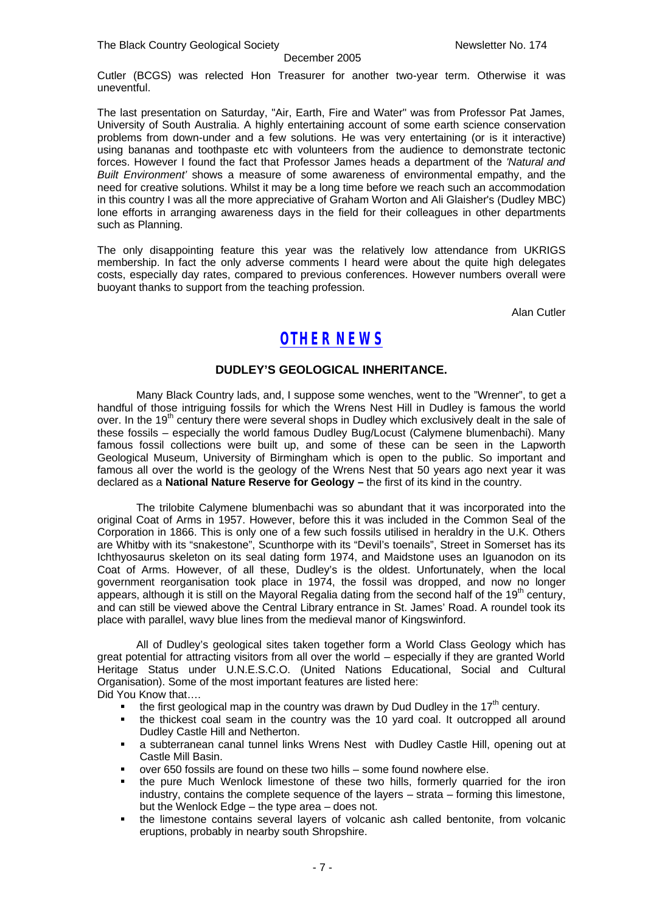Cutler (BCGS) was relected Hon Treasurer for another two-year term. Otherwise it was uneventful.

The last presentation on Saturday, "Air, Earth, Fire and Water" was from Professor Pat James, University of South Australia. A highly entertaining account of some earth science conservation problems from down-under and a few solutions. He was very entertaining (or is it interactive) using bananas and toothpaste etc with volunteers from the audience to demonstrate tectonic forces. However I found the fact that Professor James heads a department of the *'Natural and Built Environment'* shows a measure of some awareness of environmental empathy, and the need for creative solutions. Whilst it may be a long time before we reach such an accommodation in this country I was all the more appreciative of Graham Worton and Ali Glaisher's (Dudley MBC) lone efforts in arranging awareness days in the field for their colleagues in other departments such as Planning.

The only disappointing feature this year was the relatively low attendance from UKRIGS membership. In fact the only adverse comments I heard were about the quite high delegates costs, especially day rates, compared to previous conferences. However numbers overall were buoyant thanks to support from the teaching profession.

Alan Cutler

# OTHER NEWS

### DUDLEY'S GEOLOGICAL INHERITANCE.

Many Black Country lads, and, I suppose some wenches, went to the "Wrenner", to get a handful of those intriguing fossils for which the Wrens Nest Hill in Dudley is famous the world over. In the 19th century there were several shops in Dudley which exclusively dealt in the sale of these fossils – especially the world famous Dudley Bug/Locust (Calymene blumenbachi). Many famous fossil collections were built up, and some of these can be seen in the Lapworth Geological Museum, University of Birmingham which is open to the public. So important and famous all over the world is the geology of the Wrens Nest that 50 years ago next year it was declared as a **National Nature Reserve for Geology –** the first of its kind in the country.

The trilobite Calymene blumenbachi was so abundant that it was incorporated into the original Coat of Arms in 1957. However, before this it was included in the Common Seal of the Corporation in 1866. This is only one of a few such fossils utilised in heraldry in the U.K. Others are Whitby with its "snakestone", Scunthorpe with its "Devil's toenails", Street in Somerset has its Ichthyosaurus skeleton on its seal dating form 1974, and Maidstone uses an Iguanodon on its Coat of Arms. However, of all these, Dudley's is the oldest. Unfortunately, when the local government reorganisation took place in 1974, the fossil was dropped, and now no longer appears, although it is still on the Mayoral Regalia dating from the second half of the 19th century, and can still be viewed above the Central Library entrance in St. James' Road. A roundel took its place with parallel, wavy blue lines from the medieval manor of Kingswinford.

All of Dudley's geological sites taken together form a World Class Geology which has great potential for attracting visitors from all over the world – especially if they are granted World Heritage Status under U.N.E.S.C.O. (United Nations Educational, Social and Cultural Organisation). Some of the most important features are listed here:

Did You Know that….

- the first geological map in the country was drawn by Dud Dudley in the 17th century.
- the thickest coal seam in the country was the 10 yard coal. It outcropped all around Dudley Castle Hill and Netherton.
- a subterranean canal tunnel links Wrens Nest with Dudley Castle Hill, opening out at Castle Mill Basin.
- over 650 fossils are found on these two hills – some found nowhere else.
- the pure Much Wenlock limestone of these two hills, formerly quarried for the iron industry, contains the complete sequence of the layers – strata – forming this limestone, but the Wenlock Edge – the type area – does not.
- the limestone contains several layers of volcanic ash called bentonite, from volcanic eruptions, probably in nearby south Shropshire.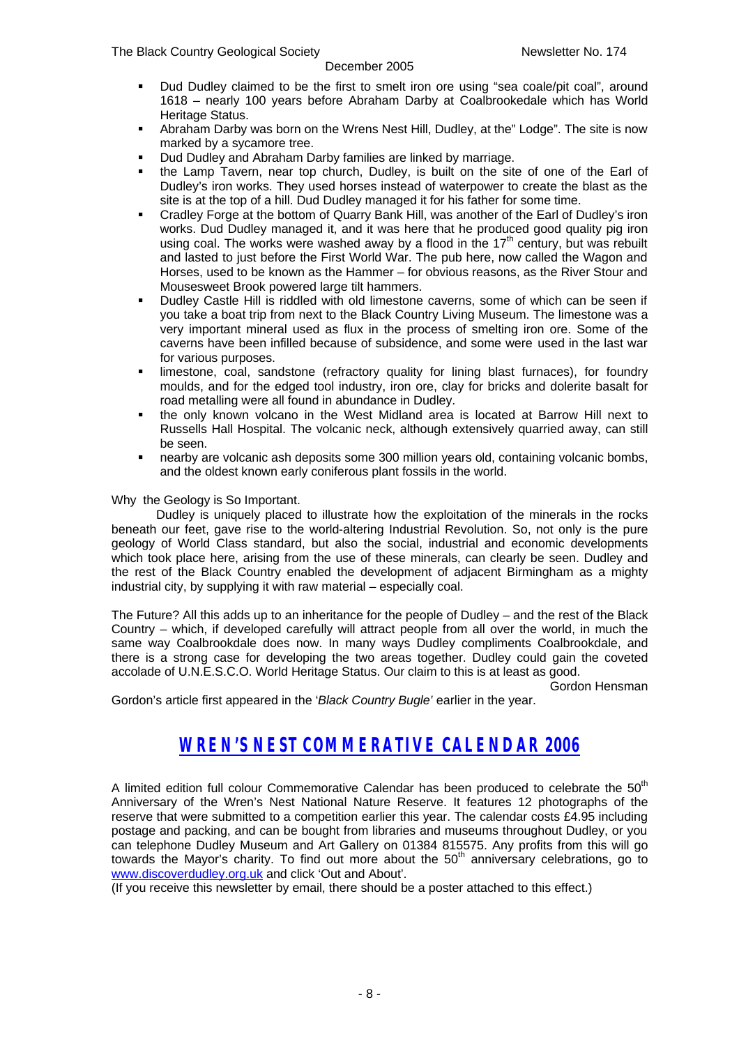- Dud Dudley claimed to be the first to smelt iron ore using "sea coale/pit coal", around 1618 – nearly 100 years before Abraham Darby at Coalbrookedale which has World Heritage Status.
- Abraham Darby was born on the Wrens Nest Hill, Dudley, at the" Lodge". The site is now marked by a sycamore tree.
- Dud Dudley and Abraham Darby families are linked by marriage.
- the Lamp Tavern, near top church, Dudley, is built on the site of one of the Earl of Dudley's iron works. They used horses instead of waterpower to create the blast as the site is at the top of a hill. Dud Dudley managed it for his father for some time.
- Cradley Forge at the bottom of Quarry Bank Hill, was another of the Earl of Dudley's iron works. Dud Dudley managed it, and it was here that he produced good quality pig iron using coal. The works were washed away by a flood in the 17th century, but was rebuilt and lasted to just before the First World War. The pub here, now called the Wagon and Horses, used to be known as the Hammer – for obvious reasons, as the River Stour and Mousesweet Brook powered large tilt hammers.
- Dudley Castle Hill is riddled with old limestone caverns, some of which can be seen if you take a boat trip from next to the Black Country Living Museum. The limestone was a very important mineral used as flux in the process of smelting iron ore. Some of the caverns have been infilled because of subsidence, and some were used in the last war for various purposes.
- limestone, coal, sandstone (refractory quality for lining blast furnaces), for foundry moulds, and for the edged tool industry, iron ore, clay for bricks and dolerite basalt for road metalling were all found in abundance in Dudley.
- the only known volcano in the West Midland area is located at Barrow Hill next to Russells Hall Hospital. The volcanic neck, although extensively quarried away, can still be seen.
- nearby are volcanic ash deposits some 300 million years old, containing volcanic bombs, and the oldest known early coniferous plant fossils in the world.

Why the Geology is So Important.

Dudley is uniquely placed to illustrate how the exploitation of the minerals in the rocks beneath our feet, gave rise to the world-altering Industrial Revolution. So, not only is the pure geology of World Class standard, but also the social, industrial and economic developments which took place here, arising from the use of these minerals, can clearly be seen. Dudley and the rest of the Black Country enabled the development of adjacent Birmingham as a mighty industrial city, by supplying it with raw material – especially coal.

The Future? All this adds up to an inheritance for the people of Dudley – and the rest of the Black Country – which, if developed carefully will attract people from all over the world, in much the same way Coalbrookdale does now. In many ways Dudley compliments Coalbrookdale, and there is a strong case for developing the two areas together. Dudley could gain the coveted accolade of U.N.E.S.C.O. World Heritage Status. Our claim to this is at least as good.

Gordon Hensman

Gordon's article first appeared in the '*Black Country Bugle'* earlier in the year.

## WREN'S NEST COMMERATIVE CALENDAR 2006

A limited edition full colour Commemorative Calendar has been produced to celebrate the 50th Anniversary of the Wren's Nest National Nature Reserve. It features 12 photographs of the reserve that were submitted to a competition earlier this year. The calendar costs £4.95 including postage and packing, and can be bought from libraries and museums throughout Dudley, or you can telephone Dudley Museum and Art Gallery on 01384 815575. Any profits from this will go towards the Mayor's charity. To find out more about the 50th anniversary celebrations, go to www.discoverdudley.org.uk and click 'Out and About'.

(If you receive this newsletter by email, there should be a poster attached to this effect.)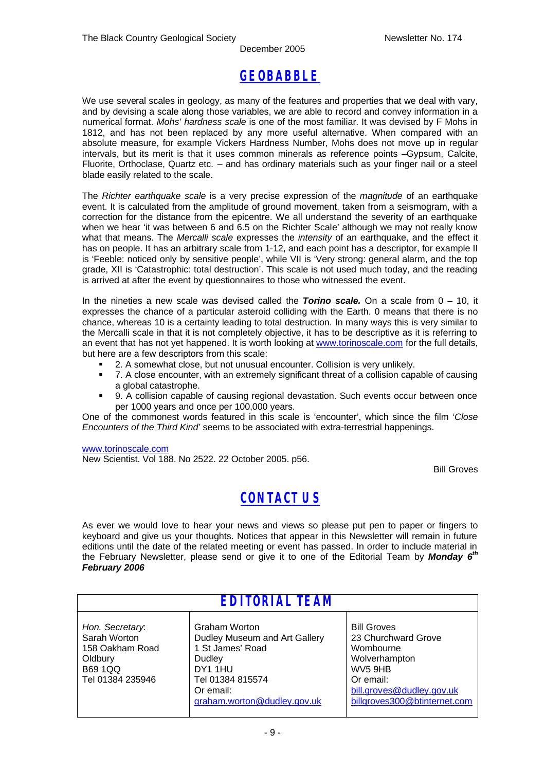## GEOBABBLE

We use several scales in geology, as many of the features and properties that we deal with vary, and by devising a scale along those variables, we are able to record and convey information in a numerical format. *Mohs' hardness scale* is one of the most familiar. It was devised by F Mohs in 1812, and has not been replaced by any more useful alternative. When compared with an absolute measure, for example Vickers Hardness Number, Mohs does not move up in regular intervals, but its merit is that it uses common minerals as reference points –Gypsum, Calcite, Fluorite, Orthoclase, Quartz etc. – and has ordinary materials such as your finger nail or a steel blade easily related to the scale.

The *Richter earthquake scale* is a very precise expression of the *magnitude* of an earthquake event. It is calculated from the amplitude of ground movement, taken from a seismogram, with a correction for the distance from the epicentre. We all understand the severity of an earthquake when we hear 'it was between 6 and 6.5 on the Richter Scale' although we may not really know what that means. The *Mercalli scale* expresses the *intensity* of an earthquake, and the effect it has on people. It has an arbitrary scale from 1-12, and each point has a descriptor, for example II is 'Feeble: noticed only by sensitive people', while VII is 'Very strong: general alarm, and the top grade, XII is 'Catastrophic: total destruction'. This scale is not used much today, and the reading is arrived at after the event by questionnaires to those who witnessed the event.

In the nineties a new scale was devised called the ***Torino scale.*** On a scale from 0 – 10, it expresses the chance of a particular asteroid colliding with the Earth. 0 means that there is no chance, whereas 10 is a certainty leading to total destruction. In many ways this is very similar to the Mercalli scale in that it is not completely objective, it has to be descriptive as it is referring to an event that has not yet happened. It is worth looking at www.torinoscale.com for the full details, but here are a few descriptors from this scale:

- 2. A somewhat close, but not unusual encounter. Collision is very unlikely.
- 7. A close encounter, with an extremely significant threat of a collision capable of causing a global catastrophe.
- 9. A collision capable of causing regional devastation. Such events occur between once per 1000 years and once per 100,000 years.

One of the commonest words featured in this scale is 'encounter', which since the film '*Close Encounters of the Third Kind'* seems to be associated with extra-terrestrial happenings.

www.torinoscale.com
New Scientist. Vol 188. No 2522. 22 October 2005. p56.

Bill Groves

## CONTACT US

As ever we would love to hear your news and views so please put pen to paper or fingers to keyboard and give us your thoughts. Notices that appear in this Newsletter will remain in future editions until the date of the related meeting or event has passed. In order to include material in the February Newsletter, please send or give it to one of the Editorial Team by ***Monday 6th February 2006***

| EDITORIAL TEAM | | |
|---|---|---|
| *Hon. Secretary*:<br>Sarah Worton<br>158 Oakham Road<br>Oldbury<br>B69 1QQ<br>Tel 01384 235946 | Graham Worton<br>Dudley Museum and Art Gallery<br>1 St James' Road<br>Dudley<br>DY1 1HU<br>Tel 01384 815574<br>Or email:<br>graham.worton@dudley.gov.uk | Bill Groves<br>23 Churchward Grove<br>Wombourne<br>Wolverhampton<br>WV5 9HB<br>Or email:<br>bill.groves@dudley.gov.uk<br>billgroves300@btinternet.com |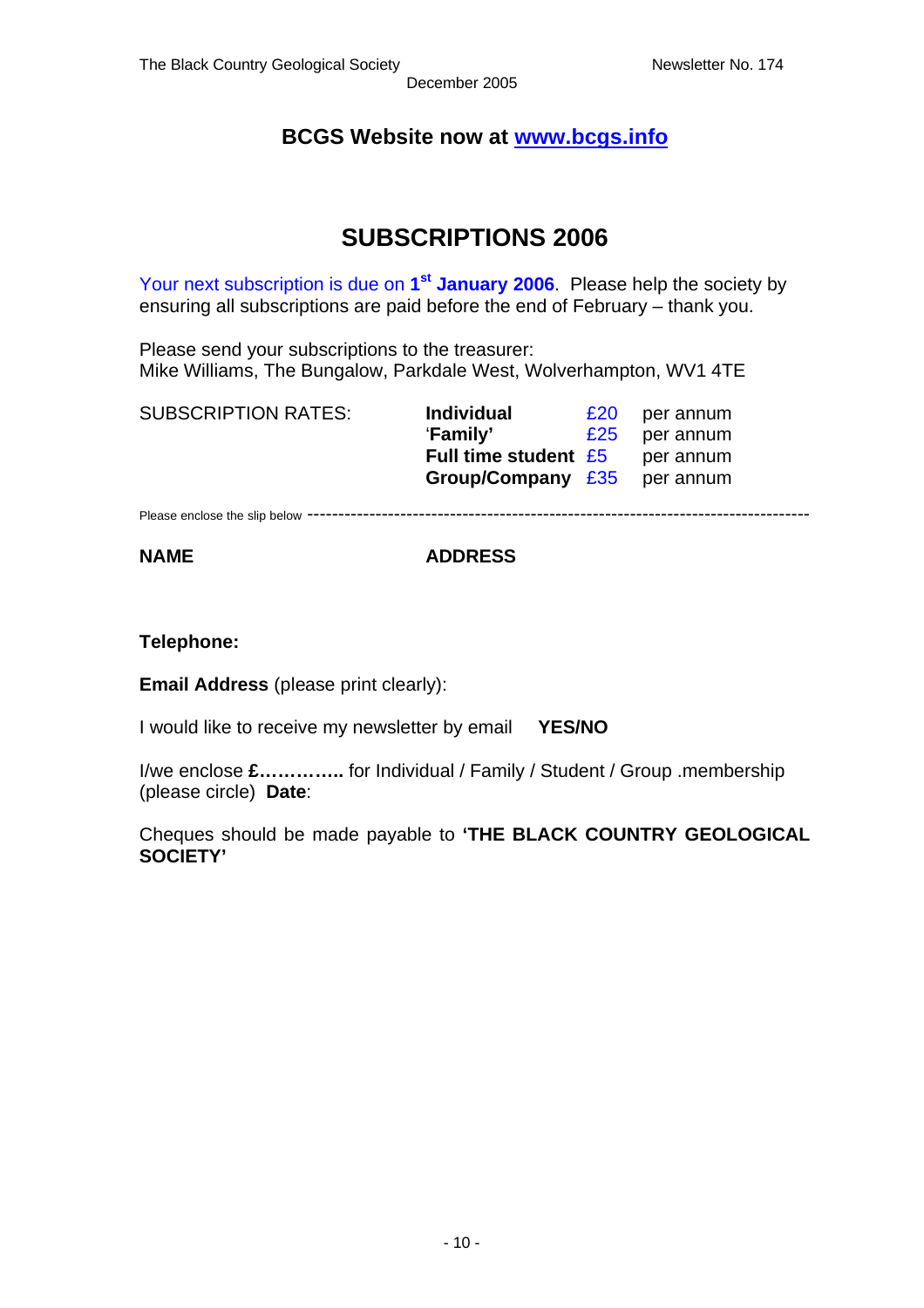**BCGS Website now at [www.bcgs.info](http://www.bcgs.info)**

# SUBSCRIPTIONS 2006

Your next subscription is due on **1st January 2006**. Please help the society by ensuring all subscriptions are paid before the end of February – thank you.

Please send your subscriptions to the treasurer:
Mike Williams, The Bungalow, Parkdale West, Wolverhampton, WV1 4TE

| | | | |
|---|---|---|---|
| SUBSCRIPTION RATES: | **Individual** | £20 | per annum |
| | '**Family**' | £25 | per annum |
| | **Full time student** | £5 | per annum |
| | **Group/Company** | £35 | per annum |

Please enclose the slip below ------------------------------------------------------------------------------

**NAME** **ADDRESS**

**Telephone:**

**Email Address** (please print clearly):

I would like to receive my newsletter by email **YES/NO**

I/we enclose **£…………..** for Individual / Family / Student / Group .membership (please circle) **Date**:

Cheques should be made payable to **'THE BLACK COUNTRY GEOLOGICAL SOCIETY'**